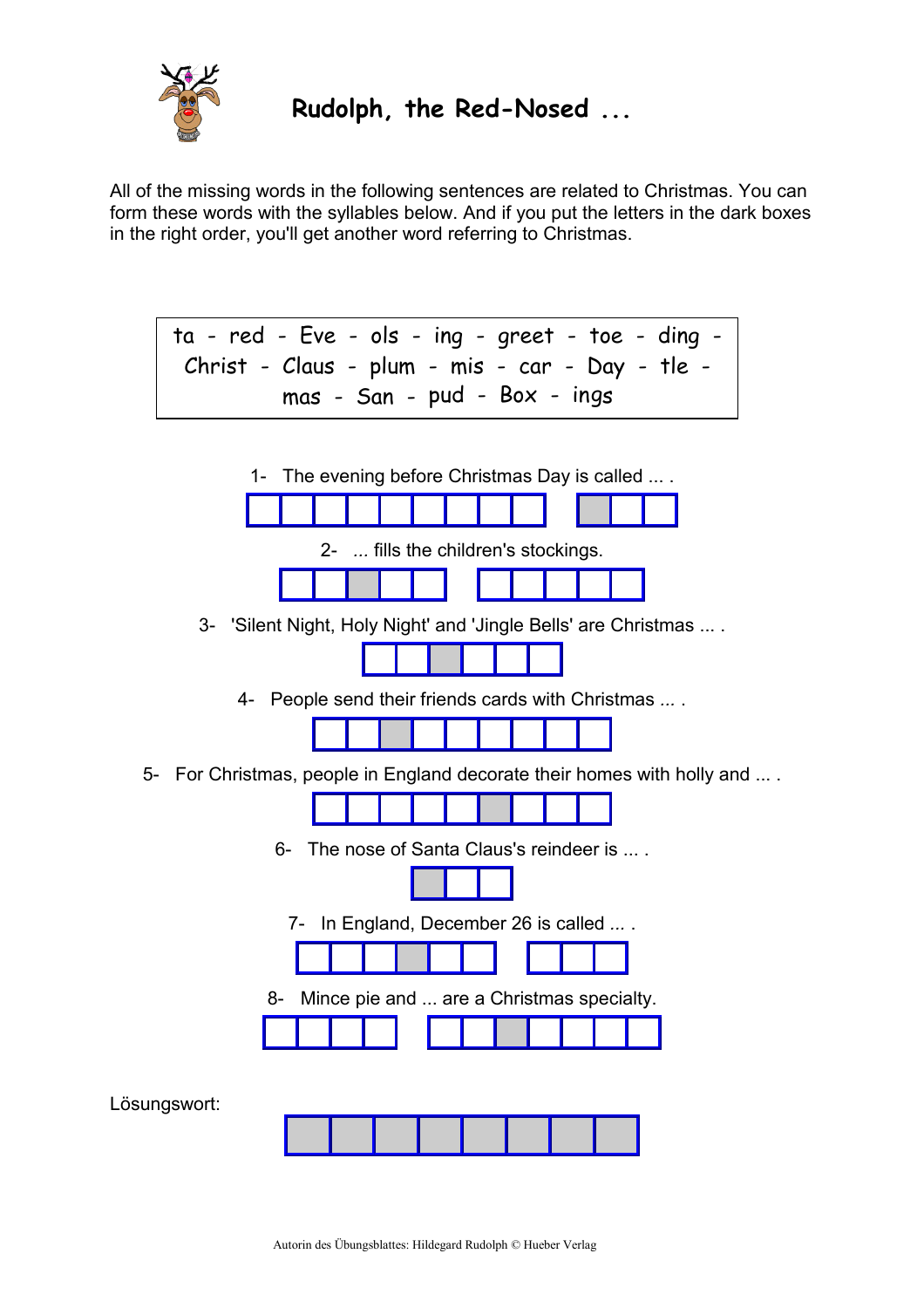# Rudolph, the Red-Nosed ...

All of the missing words in the following sentences are related to Christmas. You can form these words with the syllables below. And if you put the letters in the dark boxes in the right order, you'll get another word referring to Christmas.

> ta - red - Eve - ols - ing - greet - toe - ding - Christ - Claus - plum - mis - car - Day - tle - mas - San - pud - Box - ings

1- The evening before Christmas Day is called ... .

2- ... fills the children's stockings.

3- 'Silent Night, Holy Night' and 'Jingle Bells' are Christmas ... .

4- People send their friends cards with Christmas ... .

5- For Christmas, people in England decorate their homes with holly and ... .

6- The nose of Santa Claus's reindeer is ... .

7- In England, December 26 is called ... .

8- Mince pie and ... are a Christmas specialty.

Lösungswort:

Autorin des Übungsblattes: Hildegard Rudolph © Hueber Verlag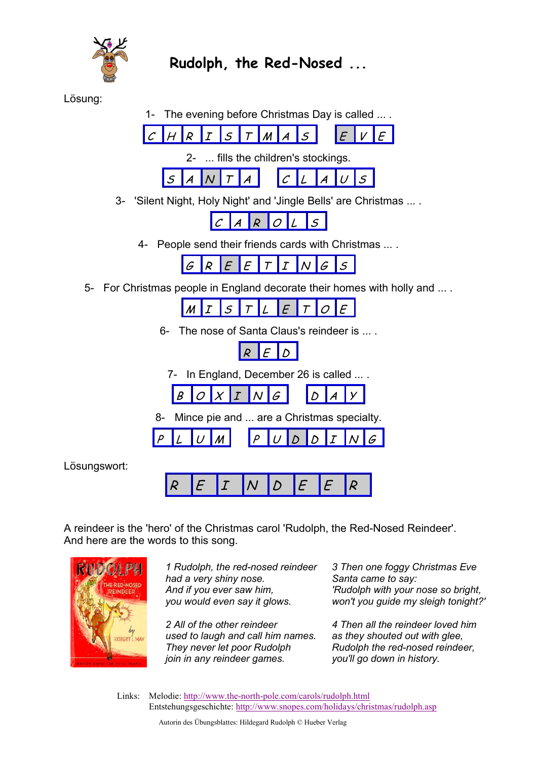# Rudolph, the Red-Nosed ...

Lösung:

1- The evening before Christmas Day is called ... .

C H R I S T M A S   E V E

2- ... fills the children's stockings.

S A N T A   C L A U S

3- 'Silent Night, Holy Night' and 'Jingle Bells' are Christmas ... .

C A R O L S

4- People send their friends cards with Christmas ... .

G R E E T I N G S

5- For Christmas people in England decorate their homes with holly and ... .

M I S T L E T O E

6- The nose of Santa Claus's reindeer is ... .

R E D

7- In England, December 26 is called ... .

B O X I N G   D A Y

8- Mince pie and ... are a Christmas specialty.

P L U M   P U D D I N G

Lösungswort:

R E I N D E E R

A reindeer is the 'hero' of the Christmas carol 'Rudolph, the Red-Nosed Reindeer'.
And here are the words to this song.

*1 Rudolph, the red-nosed reindeer*
*had a very shiny nose.*
*And if you ever saw him,*
*you would even say it glows.*

*2 All of the other reindeer*
*used to laugh and call him names.*
*They never let poor Rudolph*
*join in any reindeer games.*

*3 Then one foggy Christmas Eve*
*Santa came to say:*
*'Rudolph with your nose so bright,*
*won't you guide my sleigh tonight?'*

*4 Then all the reindeer loved him*
*as they shouted out with glee,*
*Rudolph the red-nosed reindeer,*
*you'll go down in history.*

Links: Melodie: http://www.the-north-pole.com/carols/rudolph.html
Entstehungsgeschichte: http://www.snopes.com/holidays/christmas/rudolph.asp

Autorin des Übungsblattes: Hildegard Rudolph © Hueber Verlag